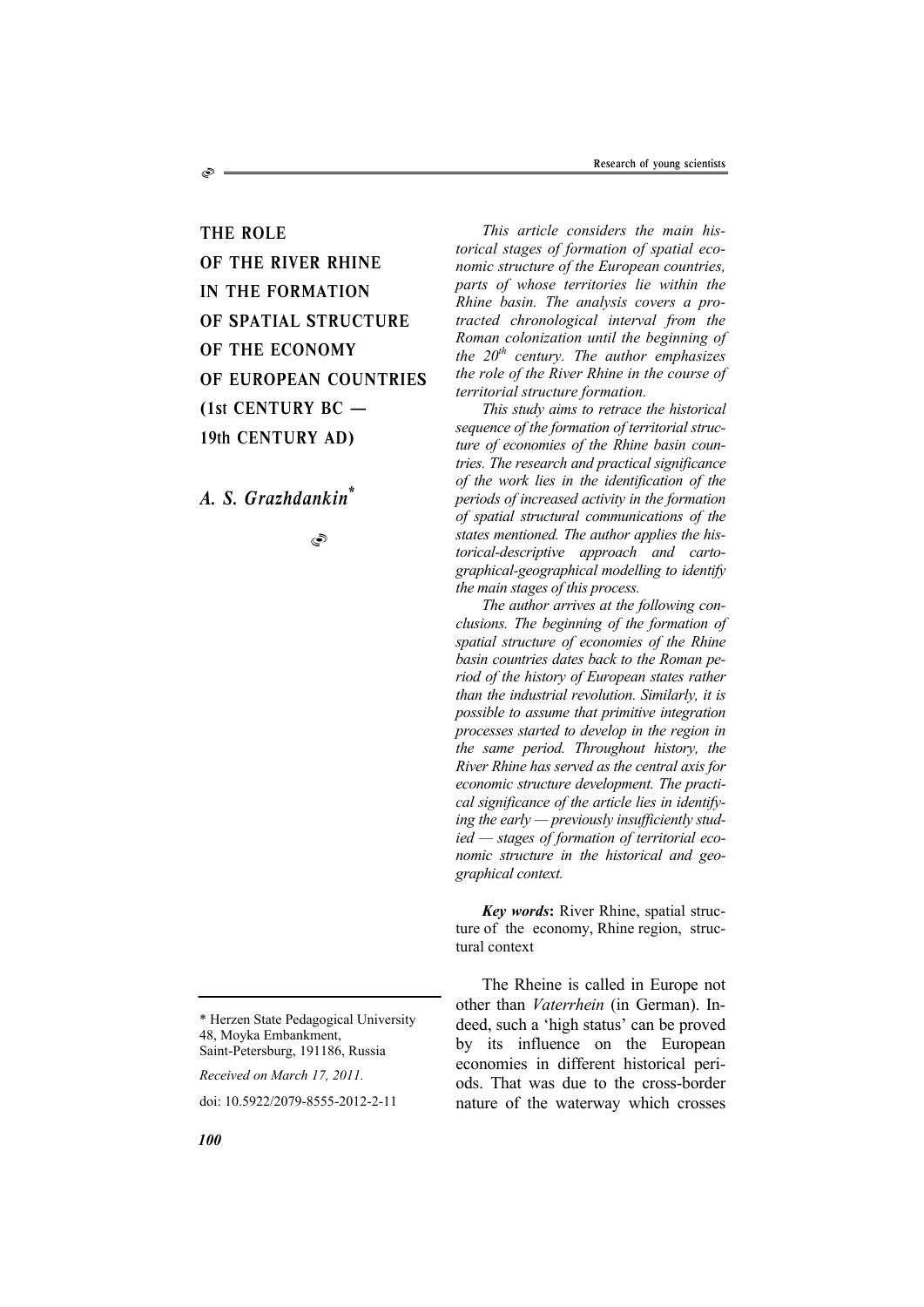# THE ROLE OF THE RIVER RHINE IN THE FORMATION OF SPATIAL STRUCTURE OF THE ECONOMY OF EUROPEAN COUNTRIES (1st CENTURY BC — 19th CENTURY AD)

## *A. S. Grazhdankin*[*]

*This article considers the main historical stages of formation of spatial economic structure of the European countries, parts of whose territories lie within the Rhine basin. The analysis covers a protracted chronological interval from the Roman colonization until the beginning of the 20th century. The author emphasizes the role of the River Rhine in the course of territorial structure formation.*

*This study aims to retrace the historical sequence of the formation of territorial structure of economies of the Rhine basin countries. The research and practical significance of the work lies in the identification of the periods of increased activity in the formation of spatial structural communications of the states mentioned. The author applies the historical-descriptive approach and cartographical-geographical modelling to identify the main stages of this process.*

*The author arrives at the following conclusions. The beginning of the formation of spatial structure of economies of the Rhine basin countries dates back to the Roman period of the history of European states rather than the industrial revolution. Similarly, it is possible to assume that primitive integration processes started to develop in the region in the same period. Throughout history, the River Rhine has served as the central axis for economic structure development. The practical significance of the article lies in identifying the early — previously insufficiently studied — stages of formation of territorial economic structure in the historical and geographical context.*

***Key words*****:** River Rhine, spatial structure of the economy, Rhine region, structural context

The Rheine is called in Europe not other than *Vaterrhein* (in German). Indeed, such a 'high status' can be proved by its influence on the European economies in different historical periods. That was due to the cross-border nature of the waterway which crosses

---

\* Herzen State Pedagogical University
48, Moyka Embankment,
Saint-Petersburg, 191186, Russia

*Received on March 17, 2011.*

doi: 10.5922/2079-8555-2012-2-11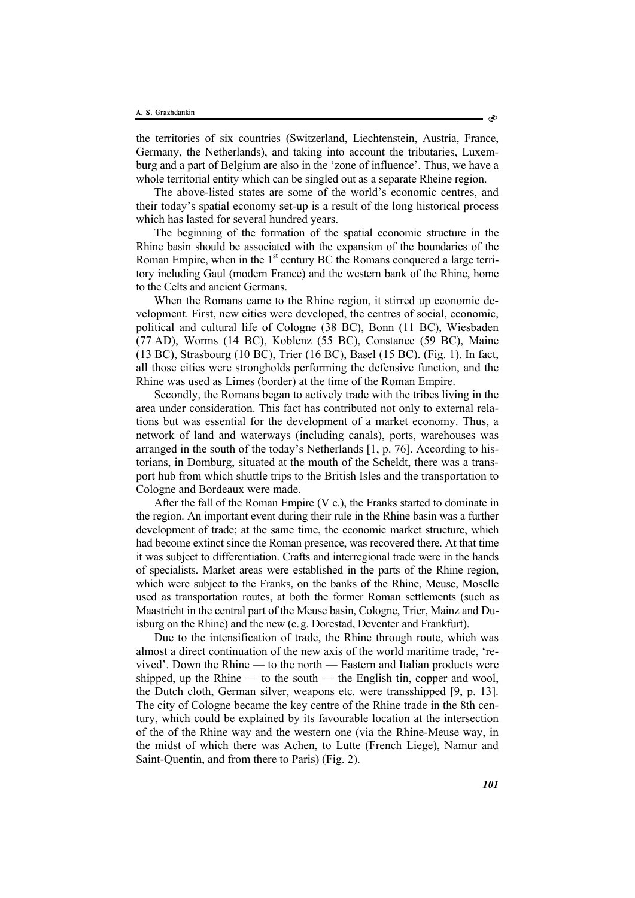the territories of six countries (Switzerland, Liechtenstein, Austria, France, Germany, the Netherlands), and taking into account the tributaries, Luxemburg and a part of Belgium are also in the 'zone of influence'. Thus, we have a whole territorial entity which can be singled out as a separate Rheine region.

The above-listed states are some of the world's economic centres, and their today's spatial economy set-up is a result of the long historical process which has lasted for several hundred years.

The beginning of the formation of the spatial economic structure in the Rhine basin should be associated with the expansion of the boundaries of the Roman Empire, when in the 1st century BC the Romans conquered a large territory including Gaul (modern France) and the western bank of the Rhine, home to the Celts and ancient Germans.

When the Romans came to the Rhine region, it stirred up economic development. First, new cities were developed, the centres of social, economic, political and cultural life of Cologne (38 BC), Bonn (11 BC), Wiesbaden (77 AD), Worms (14 BC), Koblenz (55 BC), Constance (59 BC), Maine (13 BC), Strasbourg (10 BC), Trier (16 BC), Basel (15 BC). (Fig. 1). In fact, all those cities were strongholds performing the defensive function, and the Rhine was used as Limes (border) at the time of the Roman Empire.

Secondly, the Romans began to actively trade with the tribes living in the area under consideration. This fact has contributed not only to external relations but was essential for the development of a market economy. Thus, a network of land and waterways (including canals), ports, warehouses was arranged in the south of the today's Netherlands [1, p. 76]. According to historians, in Domburg, situated at the mouth of the Scheldt, there was a transport hub from which shuttle trips to the British Isles and the transportation to Cologne and Bordeaux were made.

After the fall of the Roman Empire (V c.), the Franks started to dominate in the region. An important event during their rule in the Rhine basin was a further development of trade; at the same time, the economic market structure, which had become extinct since the Roman presence, was recovered there. At that time it was subject to differentiation. Crafts and interregional trade were in the hands of specialists. Market areas were established in the parts of the Rhine region, which were subject to the Franks, on the banks of the Rhine, Meuse, Moselle used as transportation routes, at both the former Roman settlements (such as Maastricht in the central part of the Meuse basin, Cologne, Trier, Mainz and Duisburg on the Rhine) and the new (e. g. Dorestad, Deventer and Frankfurt).

Due to the intensification of trade, the Rhine through route, which was almost a direct continuation of the new axis of the world maritime trade, 'revived'. Down the Rhine — to the north — Eastern and Italian products were shipped, up the Rhine — to the south — the English tin, copper and wool, the Dutch cloth, German silver, weapons etc. were transshipped [9, p. 13]. The city of Cologne became the key centre of the Rhine trade in the 8th century, which could be explained by its favourable location at the intersection of the of the Rhine way and the western one (via the Rhine-Meuse way, in the midst of which there was Achen, to Lutte (French Liege), Namur and Saint-Quentin, and from there to Paris) (Fig. 2).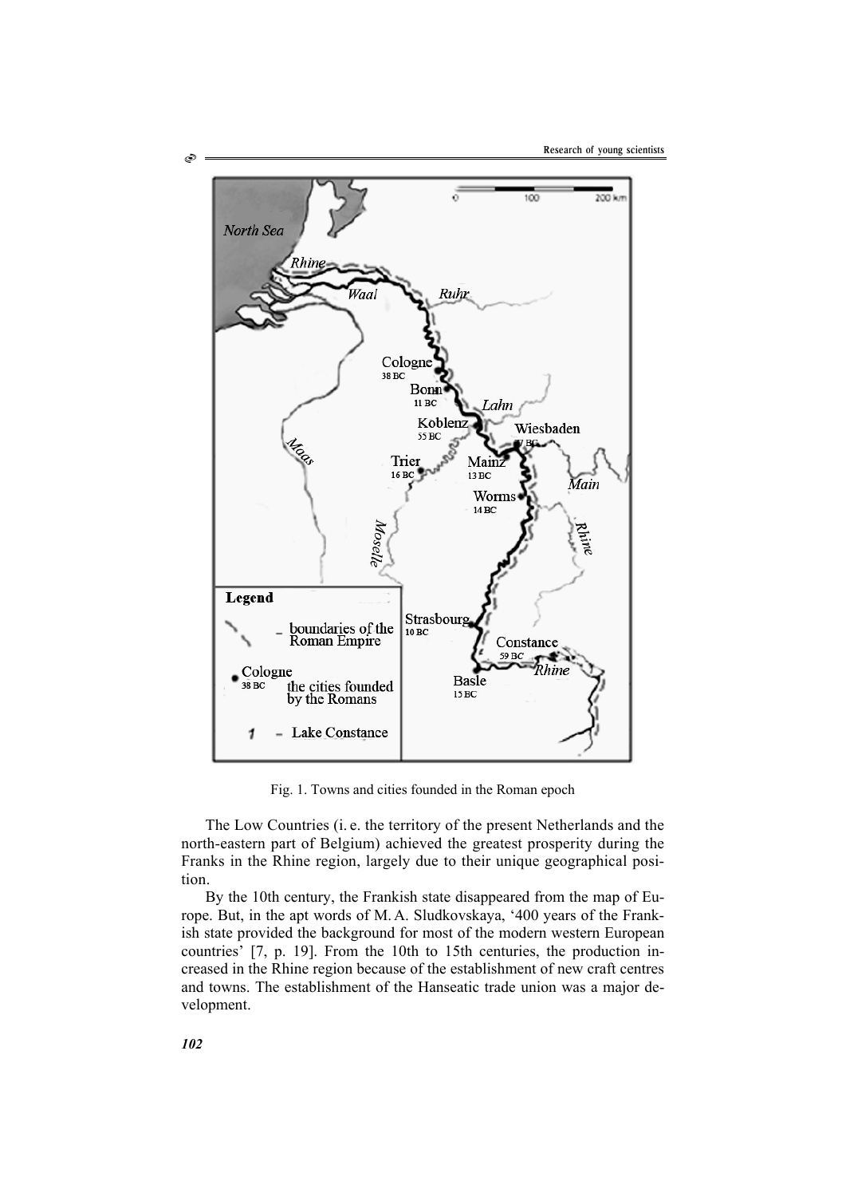Fig. 1. Towns and cities founded in the Roman epoch

The Low Countries (i. e. the territory of the present Netherlands and the north-eastern part of Belgium) achieved the greatest prosperity during the Franks in the Rhine region, largely due to their unique geographical position.

By the 10th century, the Frankish state disappeared from the map of Europe. But, in the apt words of M. A. Sludkovskaya, '400 years of the Frankish state provided the background for most of the modern western European countries' [7, p. 19]. From the 10th to 15th centuries, the production increased in the Rhine region because of the establishment of new craft centres and towns. The establishment of the Hanseatic trade union was a major development.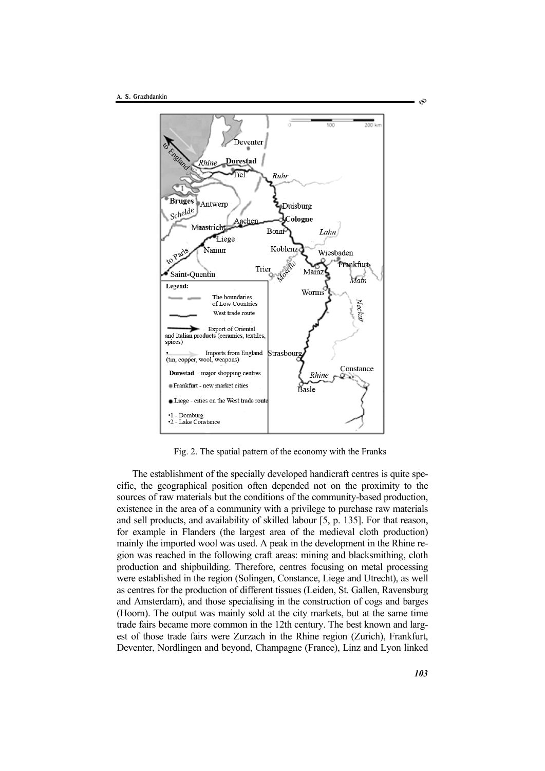Fig. 2. The spatial pattern of the economy with the Franks

The establishment of the specially developed handicraft centres is quite specific, the geographical position often depended not on the proximity to the sources of raw materials but the conditions of the community-based production, existence in the area of a community with a privilege to purchase raw materials and sell products, and availability of skilled labour [5, p. 135]. For that reason, for example in Flanders (the largest area of the medieval cloth production) mainly the imported wool was used. A peak in the development in the Rhine region was reached in the following craft areas: mining and blacksmithing, cloth production and shipbuilding. Therefore, centres focusing on metal processing were established in the region (Solingen, Constance, Liege and Utrecht), as well as centres for the production of different tissues (Leiden, St. Gallen, Ravensburg and Amsterdam), and those specialising in the construction of cogs and barges (Hoorn). The output was mainly sold at the city markets, but at the same time trade fairs became more common in the 12th century. The best known and largest of those trade fairs were Zurzach in the Rhine region (Zurich), Frankfurt, Deventer, Nordlingen and beyond, Champagne (France), Linz and Lyon linked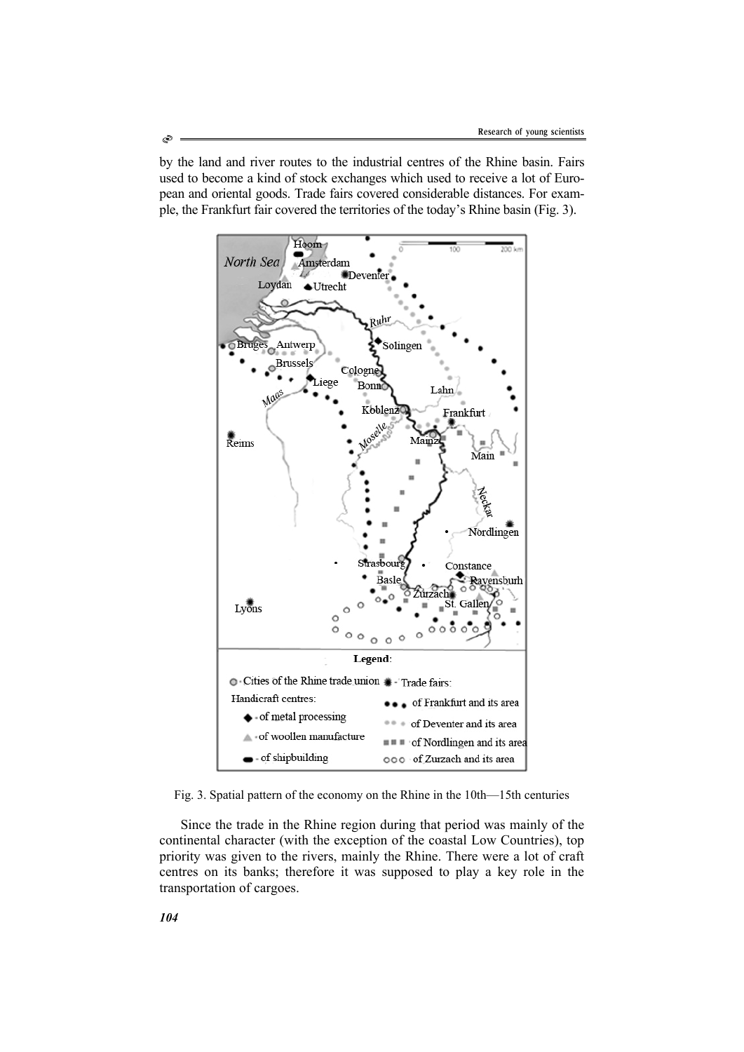by the land and river routes to the industrial centres of the Rhine basin. Fairs used to become a kind of stock exchanges which used to receive a lot of European and oriental goods. Trade fairs covered considerable distances. For example, the Frankfurt fair covered the territories of the today's Rhine basin (Fig. 3).

Fig. 3. Spatial pattern of the economy on the Rhine in the 10th—15th centuries

Since the trade in the Rhine region during that period was mainly of the continental character (with the exception of the coastal Low Countries), top priority was given to the rivers, mainly the Rhine. There were a lot of craft centres on its banks; therefore it was supposed to play a key role in the transportation of cargoes.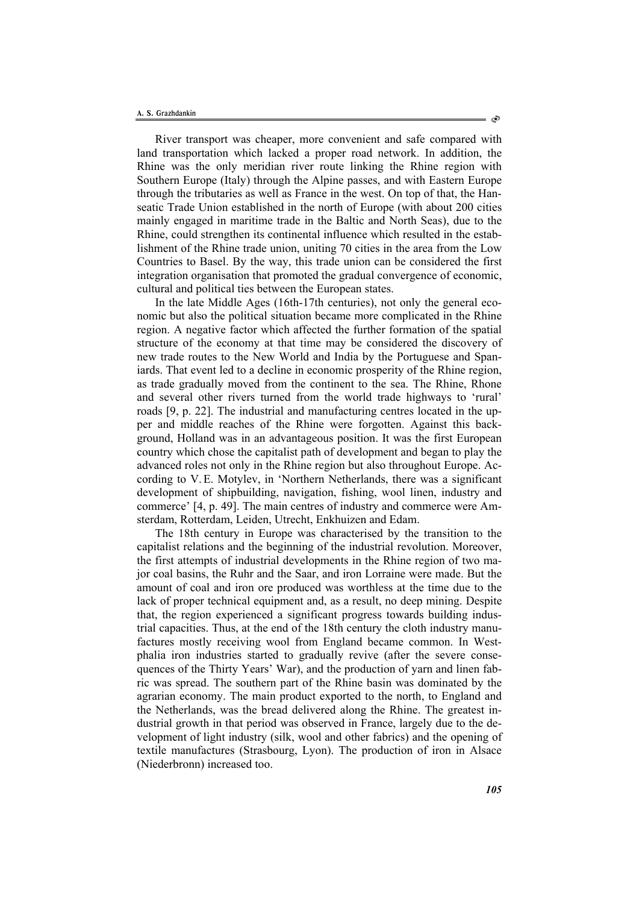River transport was cheaper, more convenient and safe compared with land transportation which lacked a proper road network. In addition, the Rhine was the only meridian river route linking the Rhine region with Southern Europe (Italy) through the Alpine passes, and with Eastern Europe through the tributaries as well as France in the west. On top of that, the Hanseatic Trade Union established in the north of Europe (with about 200 cities mainly engaged in maritime trade in the Baltic and North Seas), due to the Rhine, could strengthen its continental influence which resulted in the establishment of the Rhine trade union, uniting 70 cities in the area from the Low Countries to Basel. By the way, this trade union can be considered the first integration organisation that promoted the gradual convergence of economic, cultural and political ties between the European states.

In the late Middle Ages (16th-17th centuries), not only the general economic but also the political situation became more complicated in the Rhine region. A negative factor which affected the further formation of the spatial structure of the economy at that time may be considered the discovery of new trade routes to the New World and India by the Portuguese and Spaniards. That event led to a decline in economic prosperity of the Rhine region, as trade gradually moved from the continent to the sea. The Rhine, Rhone and several other rivers turned from the world trade highways to 'rural' roads [9, p. 22]. The industrial and manufacturing centres located in the upper and middle reaches of the Rhine were forgotten. Against this background, Holland was in an advantageous position. It was the first European country which chose the capitalist path of development and began to play the advanced roles not only in the Rhine region but also throughout Europe. According to V. E. Motylev, in 'Northern Netherlands, there was a significant development of shipbuilding, navigation, fishing, wool linen, industry and commerce' [4, p. 49]. The main centres of industry and commerce were Amsterdam, Rotterdam, Leiden, Utrecht, Enkhuizen and Edam.

The 18th century in Europe was characterised by the transition to the capitalist relations and the beginning of the industrial revolution. Moreover, the first attempts of industrial developments in the Rhine region of two major coal basins, the Ruhr and the Saar, and iron Lorraine were made. But the amount of coal and iron ore produced was worthless at the time due to the lack of proper technical equipment and, as a result, no deep mining. Despite that, the region experienced a significant progress towards building industrial capacities. Thus, at the end of the 18th century the cloth industry manufactures mostly receiving wool from England became common. In Westphalia iron industries started to gradually revive (after the severe consequences of the Thirty Years' War), and the production of yarn and linen fabric was spread. The southern part of the Rhine basin was dominated by the agrarian economy. The main product exported to the north, to England and the Netherlands, was the bread delivered along the Rhine. The greatest industrial growth in that period was observed in France, largely due to the development of light industry (silk, wool and other fabrics) and the opening of textile manufactures (Strasbourg, Lyon). The production of iron in Alsace (Niederbronn) increased too.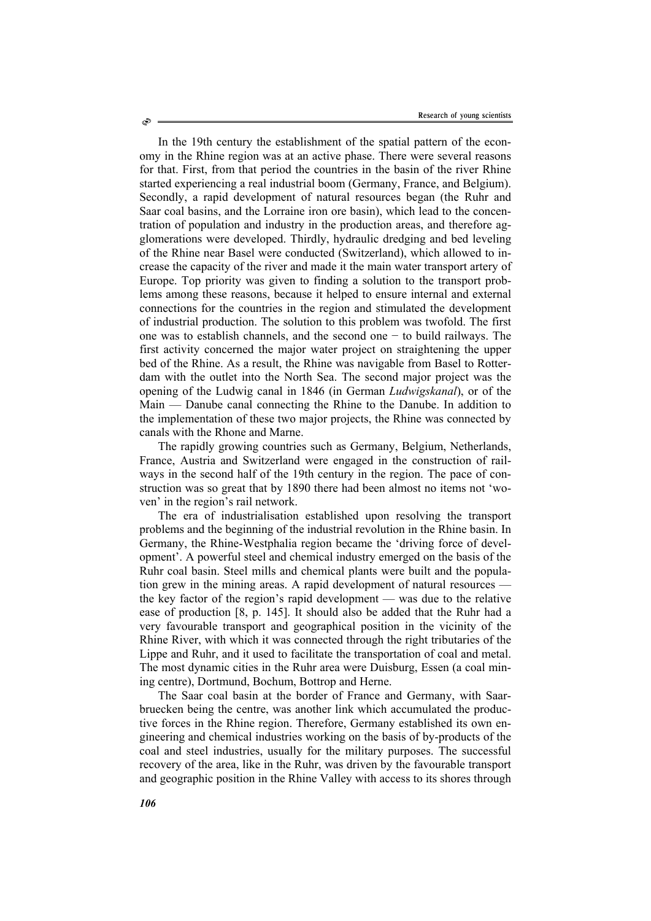In the 19th century the establishment of the spatial pattern of the economy in the Rhine region was at an active phase. There were several reasons for that. First, from that period the countries in the basin of the river Rhine started experiencing a real industrial boom (Germany, France, and Belgium). Secondly, a rapid development of natural resources began (the Ruhr and Saar coal basins, and the Lorraine iron ore basin), which lead to the concentration of population and industry in the production areas, and therefore agglomerations were developed. Thirdly, hydraulic dredging and bed leveling of the Rhine near Basel were conducted (Switzerland), which allowed to increase the capacity of the river and made it the main water transport artery of Europe. Top priority was given to finding a solution to the transport problems among these reasons, because it helped to ensure internal and external connections for the countries in the region and stimulated the development of industrial production. The solution to this problem was twofold. The first one was to establish channels, and the second one − to build railways. The first activity concerned the major water project on straightening the upper bed of the Rhine. As a result, the Rhine was navigable from Basel to Rotterdam with the outlet into the North Sea. The second major project was the opening of the Ludwig canal in 1846 (in German *Ludwigskanal*), or of the Main — Danube canal connecting the Rhine to the Danube. In addition to the implementation of these two major projects, the Rhine was connected by canals with the Rhone and Marne.

The rapidly growing countries such as Germany, Belgium, Netherlands, France, Austria and Switzerland were engaged in the construction of railways in the second half of the 19th century in the region. The pace of construction was so great that by 1890 there had been almost no items not 'woven' in the region's rail network.

The era of industrialisation established upon resolving the transport problems and the beginning of the industrial revolution in the Rhine basin. In Germany, the Rhine-Westphalia region became the 'driving force of development'. A powerful steel and chemical industry emerged on the basis of the Ruhr coal basin. Steel mills and chemical plants were built and the population grew in the mining areas. A rapid development of natural resources — the key factor of the region's rapid development — was due to the relative ease of production [8, p. 145]. It should also be added that the Ruhr had a very favourable transport and geographical position in the vicinity of the Rhine River, with which it was connected through the right tributaries of the Lippe and Ruhr, and it used to facilitate the transportation of coal and metal. The most dynamic cities in the Ruhr area were Duisburg, Essen (a coal mining centre), Dortmund, Bochum, Bottrop and Herne.

The Saar coal basin at the border of France and Germany, with Saarbruecken being the centre, was another link which accumulated the productive forces in the Rhine region. Therefore, Germany established its own engineering and chemical industries working on the basis of by-products of the coal and steel industries, usually for the military purposes. The successful recovery of the area, like in the Ruhr, was driven by the favourable transport and geographic position in the Rhine Valley with access to its shores through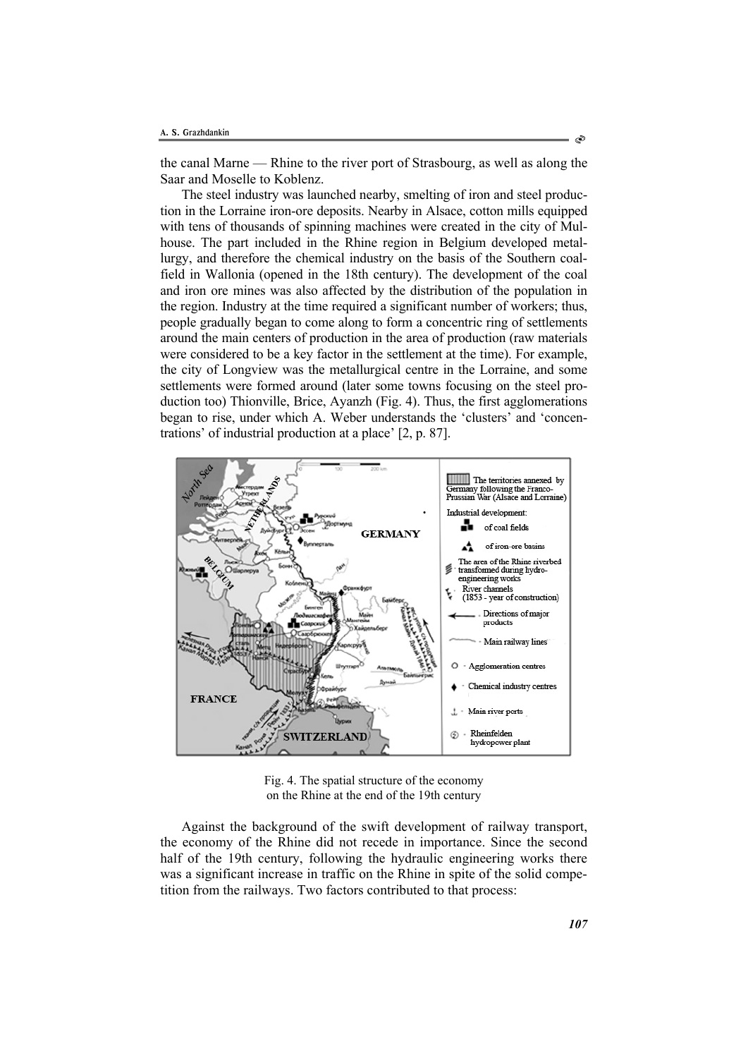the canal Marne — Rhine to the river port of Strasbourg, as well as along the Saar and Moselle to Koblenz.

The steel industry was launched nearby, smelting of iron and steel production in the Lorraine iron-ore deposits. Nearby in Alsace, cotton mills equipped with tens of thousands of spinning machines were created in the city of Mulhouse. The part included in the Rhine region in Belgium developed metallurgy, and therefore the chemical industry on the basis of the Southern coalfield in Wallonia (opened in the 18th century). The development of the coal and iron ore mines was also affected by the distribution of the population in the region. Industry at the time required a significant number of workers; thus, people gradually began to come along to form a concentric ring of settlements around the main centers of production in the area of production (raw materials were considered to be a key factor in the settlement at the time). For example, the city of Longview was the metallurgical centre in the Lorraine, and some settlements were formed around (later some towns focusing on the steel production too) Thionville, Brice, Ayanzh (Fig. 4). Thus, the first agglomerations began to rise, under which A. Weber understands the 'clusters' and 'concentrations' of industrial production at a place' [2, p. 87].

Fig. 4. The spatial structure of the economy on the Rhine at the end of the 19th century

Against the background of the swift development of railway transport, the economy of the Rhine did not recede in importance. Since the second half of the 19th century, following the hydraulic engineering works there was a significant increase in traffic on the Rhine in spite of the solid competition from the railways. Two factors contributed to that process: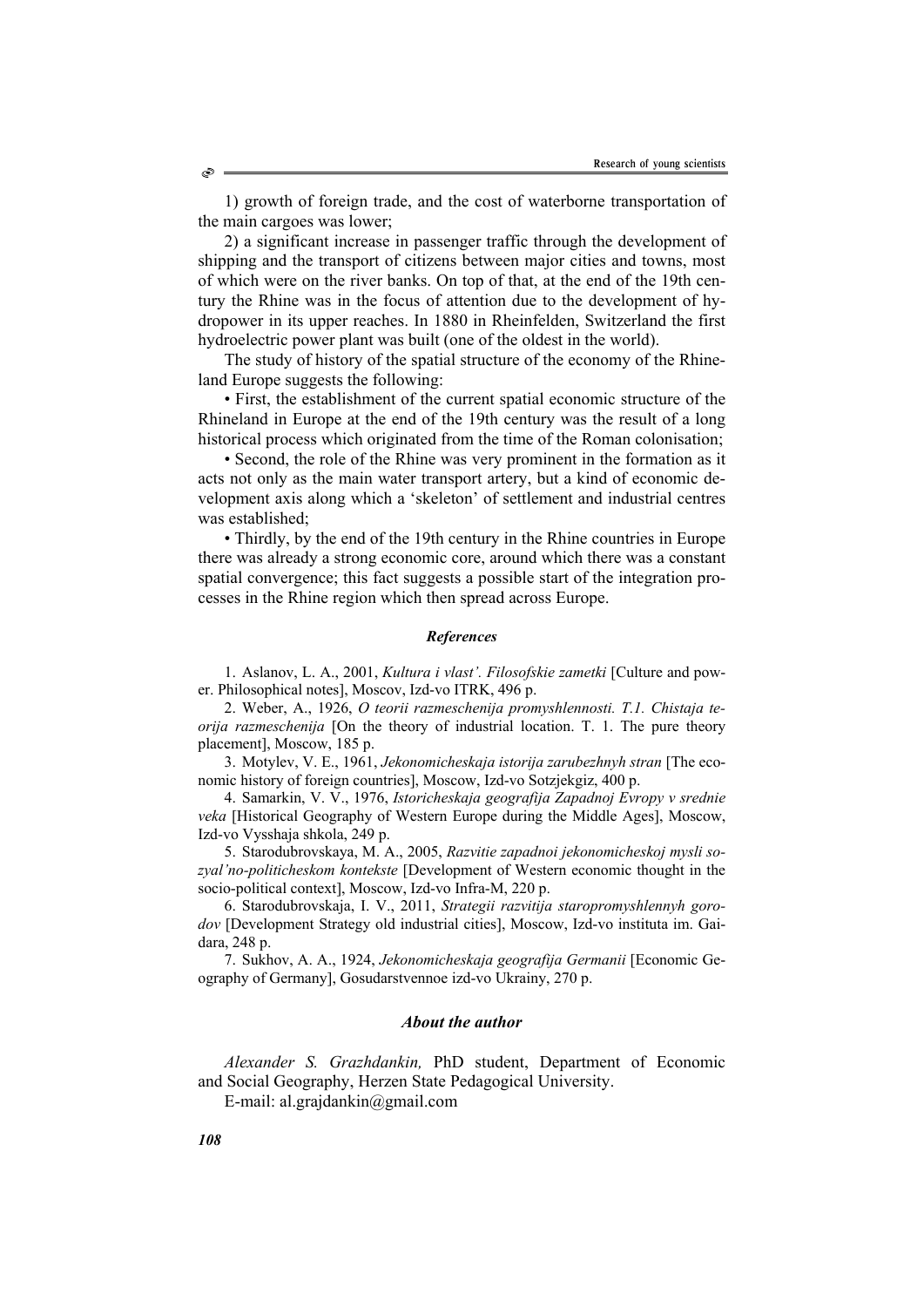1) growth of foreign trade, and the cost of waterborne transportation of the main cargoes was lower;

2) a significant increase in passenger traffic through the development of shipping and the transport of citizens between major cities and towns, most of which were on the river banks. On top of that, at the end of the 19th century the Rhine was in the focus of attention due to the development of hydropower in its upper reaches. In 1880 in Rheinfelden, Switzerland the first hydroelectric power plant was built (one of the oldest in the world).

The study of history of the spatial structure of the economy of the Rhineland Europe suggests the following:

• First, the establishment of the current spatial economic structure of the Rhineland in Europe at the end of the 19th century was the result of a long historical process which originated from the time of the Roman colonisation;

• Second, the role of the Rhine was very prominent in the formation as it acts not only as the main water transport artery, but a kind of economic development axis along which a 'skeleton' of settlement and industrial centres was established;

• Thirdly, by the end of the 19th century in the Rhine countries in Europe there was already a strong economic core, around which there was a constant spatial convergence; this fact suggests a possible start of the integration processes in the Rhine region which then spread across Europe.

### *References*

1. Aslanov, L. A., 2001, *Kultura i vlast'. Filosofskie zametki* [Culture and power. Philosophical notes], Moscov, Izd-vo ITRK, 496 p.

2. Weber, A., 1926, *O teorii razmeschenija promyshlennosti. T.1. Chistaja teorija razmeschenija* [On the theory of industrial location. T. 1. The pure theory placement], Moscow, 185 p.

3. Motylev, V. E., 1961, *Jekonomicheskaja istorija zarubezhnyh stran* [The economic history of foreign countries], Moscow, Izd-vo Sotzjekgiz, 400 p.

4. Samarkin, V. V., 1976, *Istoricheskaja geografija Zapadnoj Evropy v srednie veka* [Historical Geography of Western Europe during the Middle Ages], Moscow, Izd-vo Vysshaja shkola, 249 p.

5. Starodubrovskaya, M. A., 2005, *Razvitie zapadnoi jekonomicheskoj mysli sozyal'no-politicheskom kontekste* [Development of Western economic thought in the socio-political context], Moscow, Izd-vo Infra-M, 220 p.

6. Starodubrovskaja, I. V., 2011, *Strategii razvitija staropromyshlennyh gorodov* [Development Strategy old industrial cities], Moscow, Izd-vo instituta im. Gaidara, 248 p.

7. Sukhov, A. A., 1924, *Jekonomicheskaja geografija Germanii* [Economic Geography of Germany], Gosudarstvennoe izd-vo Ukrainy, 270 p.

### *About the author*

*Alexander S. Grazhdankin,* PhD student, Department of Economic and Social Geography, Herzen State Pedagogical University.

E-mail: al.grajdankin@gmail.com